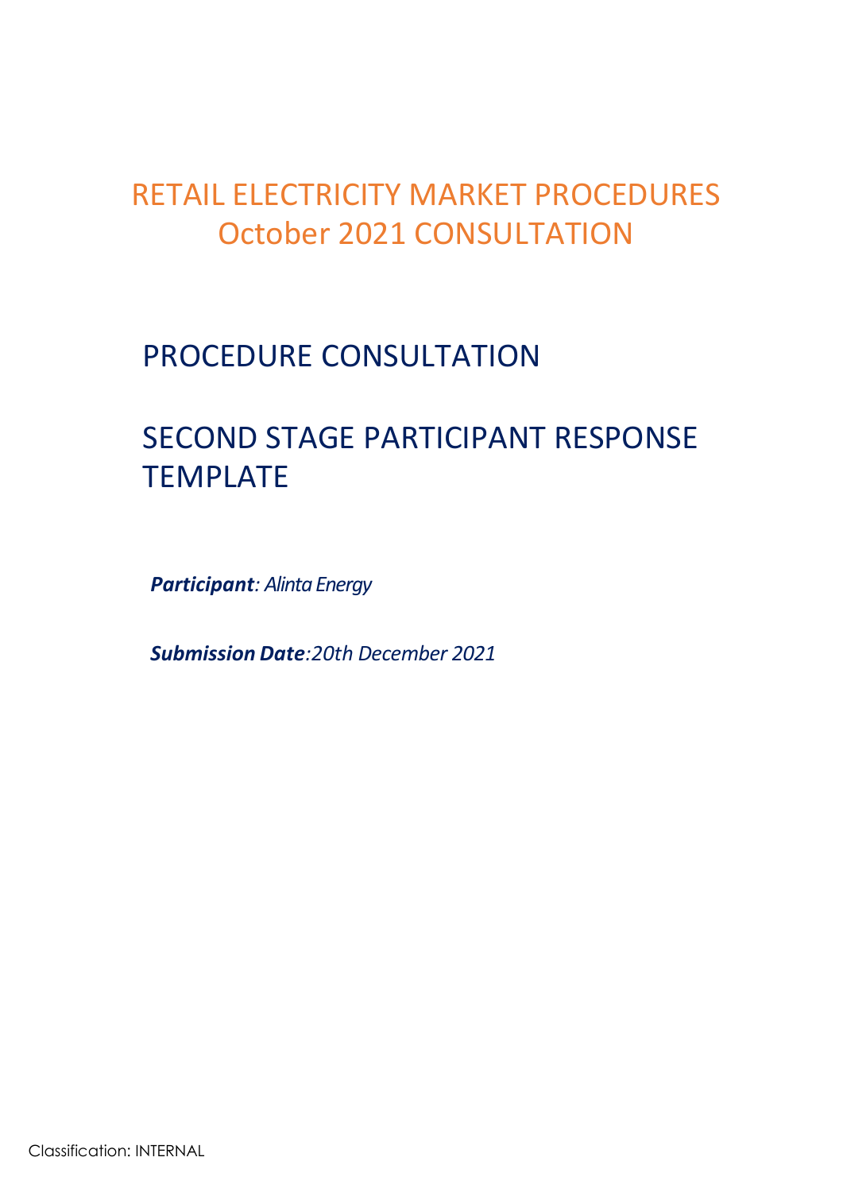# RETAIL ELECTRICITY MARKET PROCEDURES
# October 2021 CONSULTATION

## PROCEDURE CONSULTATION

## SECOND STAGE PARTICIPANT RESPONSE TEMPLATE

***Participant**: Alinta Energy*

***Submission Date**:20th December 2021*

Classification: INTERNAL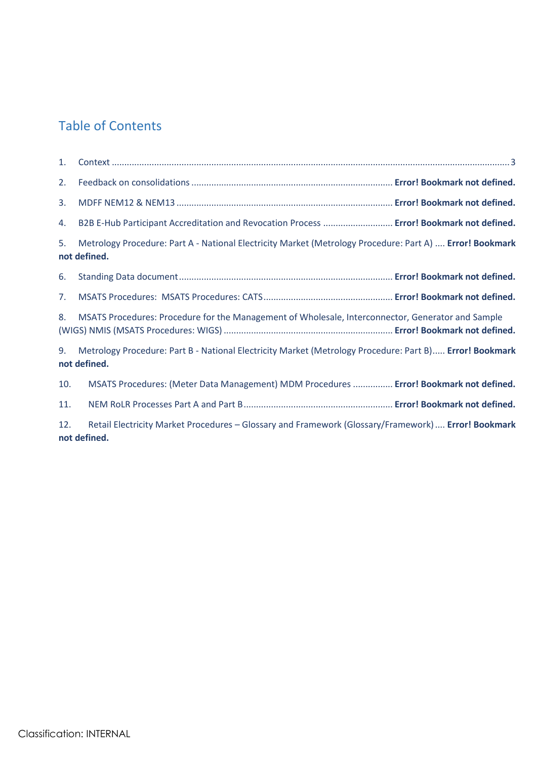## Table of Contents

1. Context ........................................................................................................................................... 3
2. Feedback on consolidations ............................................................................... **Error! Bookmark not defined.**
3. MDFF NEM12 & NEM13 .................................................................................... **Error! Bookmark not defined.**
4. B2B E-Hub Participant Accreditation and Revocation Process ........................... **Error! Bookmark not defined.**
5. Metrology Procedure: Part A - National Electricity Market (Metrology Procedure: Part A) .... **Error! Bookmark not defined.**
6. Standing Data document .................................................................................... **Error! Bookmark not defined.**
7. MSATS Procedures:  MSATS Procedures: CATS ................................................... **Error! Bookmark not defined.**
8. MSATS Procedures: Procedure for the Management of Wholesale, Interconnector, Generator and Sample (WIGS) NMIS (MSATS Procedures: WIGS) .................................................................. **Error! Bookmark not defined.**
9. Metrology Procedure: Part B - National Electricity Market (Metrology Procedure: Part B)..... **Error! Bookmark not defined.**
10. MSATS Procedures: (Meter Data Management) MDM Procedures ................ **Error! Bookmark not defined.**
11. NEM RoLR Processes Part A and Part B ........................................................... **Error! Bookmark not defined.**
12. Retail Electricity Market Procedures – Glossary and Framework (Glossary/Framework) .... **Error! Bookmark not defined.**

Classification: INTERNAL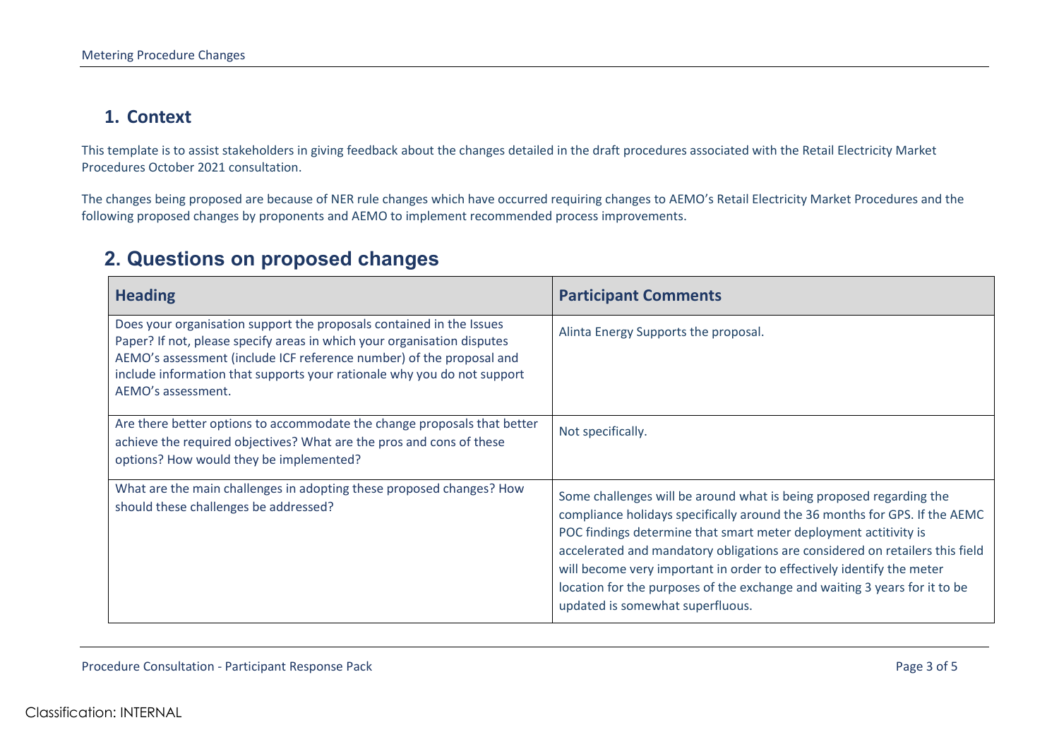## 1. Context

This template is to assist stakeholders in giving feedback about the changes detailed in the draft procedures associated with the Retail Electricity Market Procedures October 2021 consultation.

The changes being proposed are because of NER rule changes which have occurred requiring changes to AEMO's Retail Electricity Market Procedures and the following proposed changes by proponents and AEMO to implement recommended process improvements.

## 2. Questions on proposed changes

| Heading | Participant Comments |
| --- | --- |
| Does your organisation support the proposals contained in the Issues Paper? If not, please specify areas in which your organisation disputes AEMO's assessment (include ICF reference number) of the proposal and include information that supports your rationale why you do not support AEMO's assessment. | Alinta Energy Supports the proposal. |
| Are there better options to accommodate the change proposals that better achieve the required objectives? What are the pros and cons of these options? How would they be implemented? | Not specifically. |
| What are the main challenges in adopting these proposed changes? How should these challenges be addressed? | Some challenges will be around what is being proposed regarding the compliance holidays specifically around the 36 months for GPS. If the AEMC POC findings determine that smart meter deployment actitivity is accelerated and mandatory obligations are considered on retailers this field will become very important in order to effectively identify the meter location for the purposes of the exchange and waiting 3 years for it to be updated is somewhat superfluous. |

Classification: INTERNAL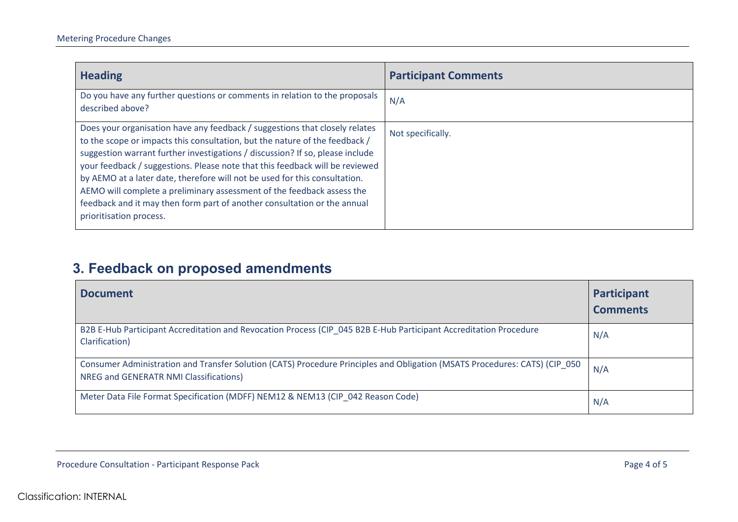| Heading | Participant Comments |
|---|---|
| Do you have any further questions or comments in relation to the proposals described above? | N/A |
| Does your organisation have any feedback / suggestions that closely relates to the scope or impacts this consultation, but the nature of the feedback / suggestion warrant further investigations / discussion? If so, please include your feedback / suggestions. Please note that this feedback will be reviewed by AEMO at a later date, therefore will not be used for this consultation. AEMO will complete a preliminary assessment of the feedback assess the feedback and it may then form part of another consultation or the annual prioritisation process. | Not specifically. |

## 3. Feedback on proposed amendments

| Document | Participant Comments |
|---|---|
| B2B E-Hub Participant Accreditation and Revocation Process (CIP_045 B2B E-Hub Participant Accreditation Procedure Clarification) | N/A |
| Consumer Administration and Transfer Solution (CATS) Procedure Principles and Obligation (MSATS Procedures: CATS) (CIP_050 NREG and GENERATR NMI Classifications) | N/A |
| Meter Data File Format Specification (MDFF) NEM12 & NEM13 (CIP_042 Reason Code) | N/A |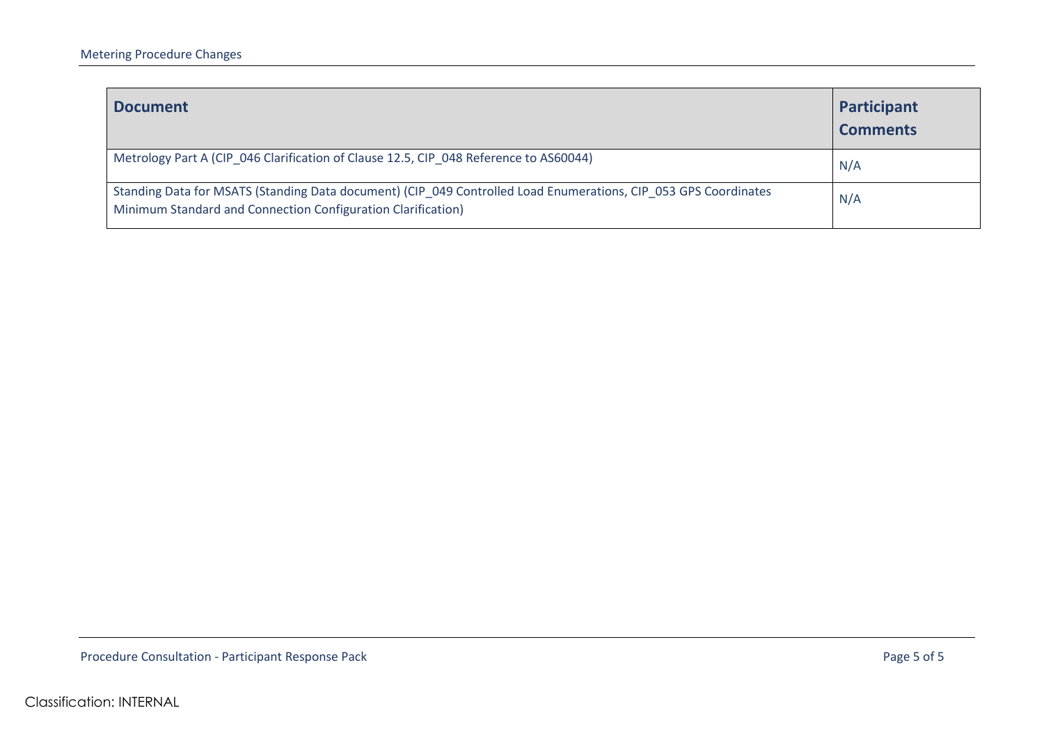| Document | Participant Comments |
| --- | --- |
| Metrology Part A (CIP_046 Clarification of Clause 12.5, CIP_048 Reference to AS60044) | N/A |
| Standing Data for MSATS (Standing Data document) (CIP_049 Controlled Load Enumerations, CIP_053 GPS Coordinates Minimum Standard and Connection Configuration Clarification) | N/A |

Classification: INTERNAL